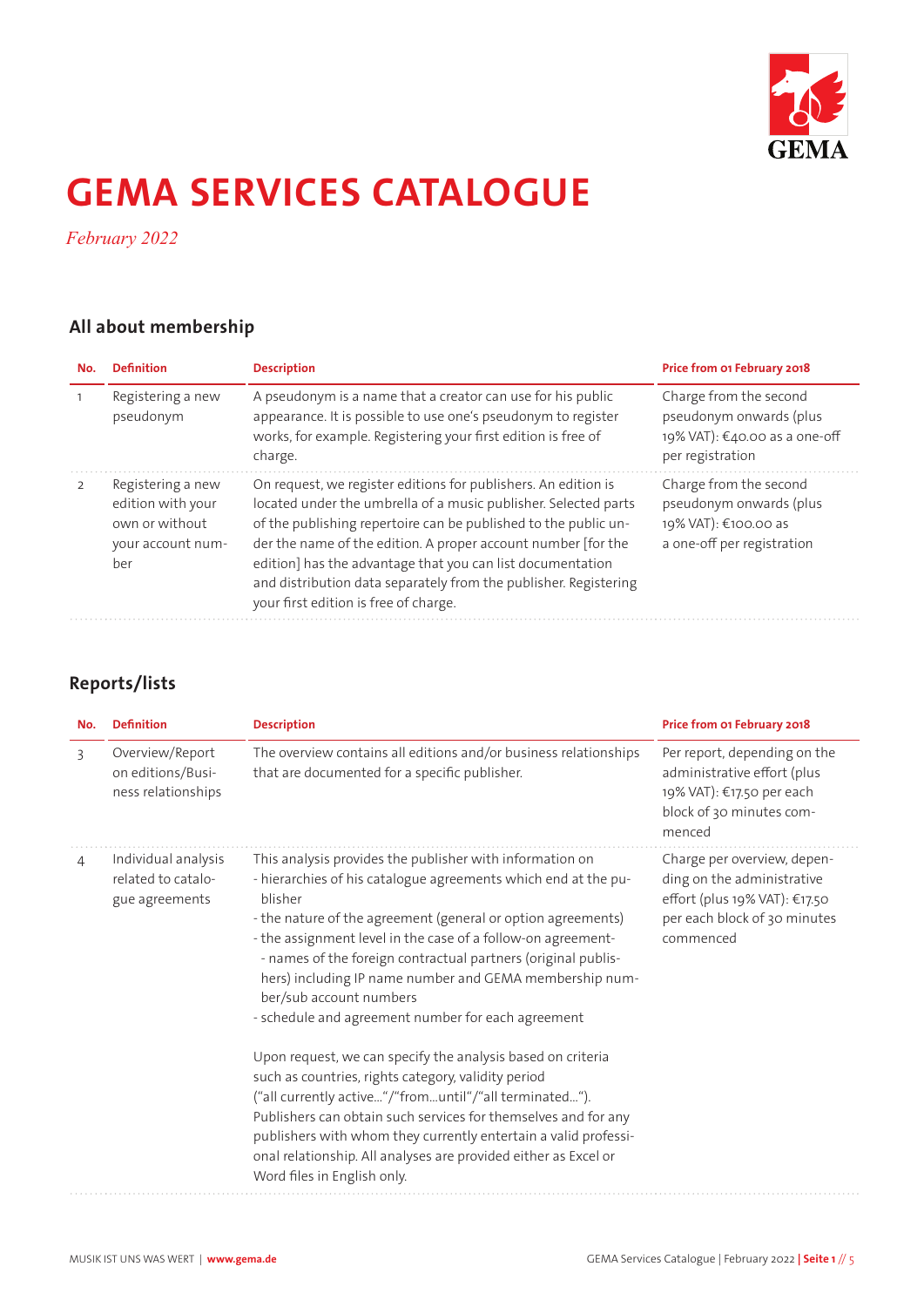# GEMA SERVICES CATALOGUE

*February 2022*

## All about membership

| No. | Definition | Description | Price from 01 February 2018 |
|---|---|---|---|
| 1 | Registering a new pseudonym | A pseudonym is a name that a creator can use for his public appearance. It is possible to use one's pseudonym to register works, for example. Registering your first edition is free of charge. | Charge from the second pseudonym onwards (plus 19% VAT): €40.00 as a one-off per registration |
| 2 | Registering a new edition with your own or without your account number | On request, we register editions for publishers. An edition is located under the umbrella of a music publisher. Selected parts of the publishing repertoire can be published to the public under the name of the edition. A proper account number [for the edition] has the advantage that you can list documentation and distribution data separately from the publisher. Registering your first edition is free of charge. | Charge from the second pseudonym onwards (plus 19% VAT): €100.00 as a one-off per registration |

## Reports/lists

| No. | Definition | Description | Price from 01 February 2018 |
|---|---|---|---|
| 3 | Overview/Report on editions/Business relationships | The overview contains all editions and/or business relationships that are documented for a specific publisher. | Per report, depending on the administrative effort (plus 19% VAT): €17.50 per each block of 30 minutes commenced |
| 4 | Individual analysis related to catalogue agreements | This analysis provides the publisher with information on<br>- hierarchies of his catalogue agreements which end at the publisher<br>- the nature of the agreement (general or option agreements)<br>- the assignment level in the case of a follow-on agreement-<br>- names of the foreign contractual partners (original publishers) including IP name number and GEMA membership number/sub account numbers<br>- schedule and agreement number for each agreement<br><br>Upon request, we can specify the analysis based on criteria such as countries, rights category, validity period ("all currently active…"/"from…until"/"all terminated…"). Publishers can obtain such services for themselves and for any publishers with whom they currently entertain a valid professional relationship. All analyses are provided either as Excel or Word files in English only. | Charge per overview, depending on the administrative effort (plus 19% VAT): €17.50 per each block of 30 minutes commenced |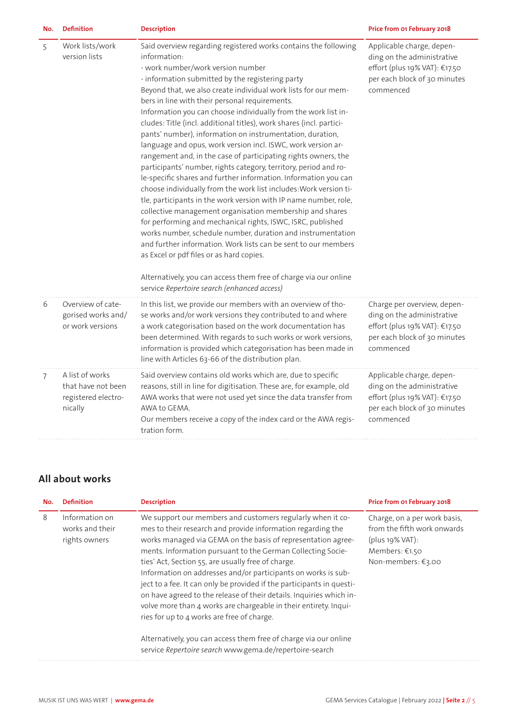| No. | Definition | Description | Price from 01 February 2018 |
|---|---|---|---|
| 5 | Work lists/work version lists | Said overview regarding registered works contains the following information:<br>- work number/work version number<br>- information submitted by the registering party<br>Beyond that, we also create individual work lists for our members in line with their personal requirements.<br>Information you can choose individually from the work list includes: Title (incl. additional titles), work shares (incl. participants' number), information on instrumentation, duration, language and opus, work version incl. ISWC, work version arrangement and, in the case of participating rights owners, the participants' number, rights category, territory, period and role-specific shares and further information. Information you can choose individually from the work list includes:Work version title, participants in the work version with IP name number, role, collective management organisation membership and shares for performing and mechanical rights, ISWC, ISRC, published works number, schedule number, duration and instrumentation and further information. Work lists can be sent to our members as Excel or pdf files or as hard copies.<br><br>Alternatively, you can access them free of charge via our online service *Repertoire search (enhanced access)* | Applicable charge, depending on the administrative effort (plus 19% VAT): €17.50 per each block of 30 minutes commenced |
| 6 | Overview of categorised works and/or work versions | In this list, we provide our members with an overview of those works and/or work versions they contributed to and where a work categorisation based on the work documentation has been determined. With regards to such works or work versions, information is provided which categorisation has been made in line with Articles 63-66 of the distribution plan. | Charge per overview, depending on the administrative effort (plus 19% VAT): €17.50 per each block of 30 minutes commenced |
| 7 | A list of works that have not been registered electronically | Said overview contains old works which are, due to specific reasons, still in line for digitisation. These are, for example, old AWA works that were not used yet since the data transfer from AWA to GEMA.<br>Our members receive a copy of the index card or the AWA registration form. | Applicable charge, depending on the administrative effort (plus 19% VAT): €17.50 per each block of 30 minutes commenced |

## All about works

| No. | Definition | Description | Price from 01 February 2018 |
|---|---|---|---|
| 8 | Information on works and their rights owners | We support our members and customers regularly when it comes to their research and provide information regarding the works managed via GEMA on the basis of representation agreements. Information pursuant to the German Collecting Societies' Act, Section 55, are usually free of charge.<br>Information on addresses and/or participants on works is subject to a fee. It can only be provided if the participants in question have agreed to the release of their details. Inquiries which involve more than 4 works are chargeable in their entirety. Inquiries for up to 4 works are free of charge.<br><br>Alternatively, you can access them free of charge via our online service *Repertoire search* www.gema.de/repertoire-search | Charge, on a per work basis, from the fifth work onwards (plus 19% VAT):<br>Members: €1.50<br>Non-members: €3.00 |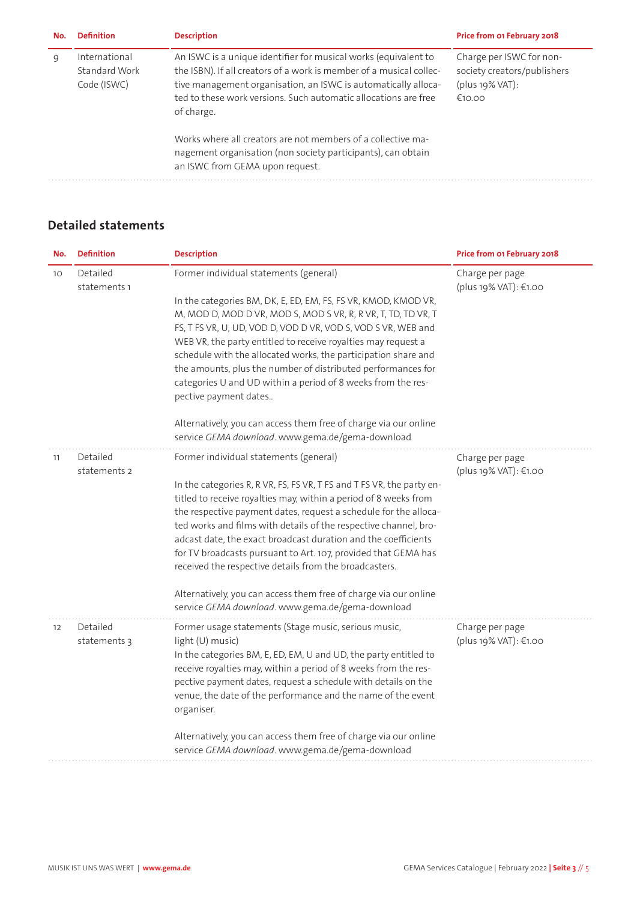| No. | Definition | Description | Price from 01 February 2018 |
|---|---|---|---|
| 9 | International Standard Work Code (ISWC) | An ISWC is a unique identifier for musical works (equivalent to the ISBN). If all creators of a work is member of a musical collective management organisation, an ISWC is automatically allocated to these work versions. Such automatic allocations are free of charge.<br><br>Works where all creators are not members of a collective management organisation (non society participants), can obtain an ISWC from GEMA upon request. | Charge per ISWC for non-society creators/publishers (plus 19% VAT): €10.00 |

## Detailed statements

| No. | Definition | Description | Price from 01 February 2018 |
|---|---|---|---|
| 10 | Detailed statements 1 | Former individual statements (general)<br><br>In the categories BM, DK, E, ED, EM, FS, FS VR, KMOD, KMOD VR, M, MOD D, MOD D VR, MOD S, MOD S VR, R, R VR, T, TD, TD VR, T FS, T FS VR, U, UD, VOD D, VOD D VR, VOD S, VOD S VR, WEB and WEB VR, the party entitled to receive royalties may request a schedule with the allocated works, the participation share and the amounts, plus the number of distributed performances for categories U and UD within a period of 8 weeks from the respective payment dates..<br><br>Alternatively, you can access them free of charge via our online service *GEMA download*. www.gema.de/gema-download | Charge per page (plus 19% VAT): €1.00 |
| 11 | Detailed statements 2 | Former individual statements (general)<br><br>In the categories R, R VR, FS, FS VR, T FS and T FS VR, the party entitled to receive royalties may, within a period of 8 weeks from the respective payment dates, request a schedule for the allocated works and films with details of the respective channel, broadcast date, the exact broadcast duration and the coefficients for TV broadcasts pursuant to Art. 107, provided that GEMA has received the respective details from the broadcasters.<br><br>Alternatively, you can access them free of charge via our online service *GEMA download*. www.gema.de/gema-download | Charge per page (plus 19% VAT): €1.00 |
| 12 | Detailed statements 3 | Former usage statements (Stage music, serious music, light (U) music)<br>In the categories BM, E, ED, EM, U and UD, the party entitled to receive royalties may, within a period of 8 weeks from the respective payment dates, request a schedule with details on the venue, the date of the performance and the name of the event organiser.<br><br>Alternatively, you can access them free of charge via our online service *GEMA download*. www.gema.de/gema-download | Charge per page (plus 19% VAT): €1.00 |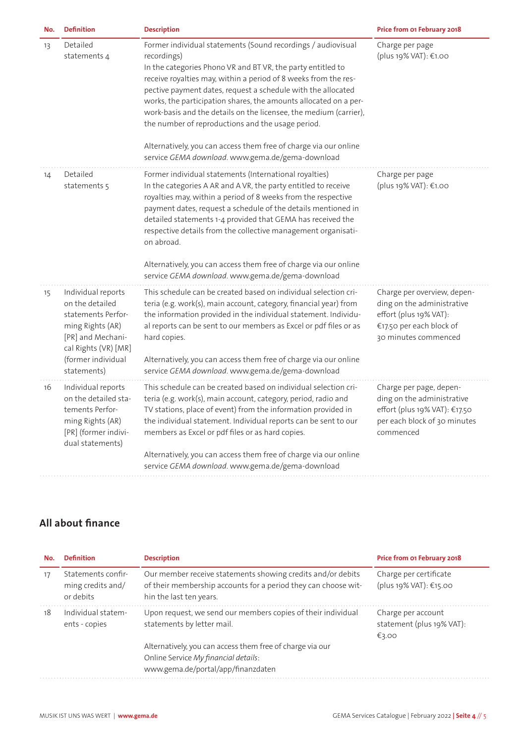| No. | Definition | Description | Price from 01 February 2018 |
|---|---|---|---|
| 13 | Detailed statements 4 | Former individual statements (Sound recordings / audiovisual recordings)<br>In the categories Phono VR and BT VR, the party entitled to receive royalties may, within a period of 8 weeks from the respective payment dates, request a schedule with the allocated works, the participation shares, the amounts allocated on a per-work-basis and the details on the licensee, the medium (carrier), the number of reproductions and the usage period.<br><br>Alternatively, you can access them free of charge via our online service *GEMA download*. www.gema.de/gema-download | Charge per page (plus 19% VAT): €1.00 |
| 14 | Detailed statements 5 | Former individual statements (International royalties)<br>In the categories A AR and A VR, the party entitled to receive royalties may, within a period of 8 weeks from the respective payment dates, request a schedule of the details mentioned in detailed statements 1-4 provided that GEMA has received the respective details from the collective management organisation abroad.<br><br>Alternatively, you can access them free of charge via our online service *GEMA download*. www.gema.de/gema-download | Charge per page (plus 19% VAT): €1.00 |
| 15 | Individual reports on the detailed statements Performing Rights (AR) [PR] and Mechanical Rights (VR) [MR] (former individual statements) | This schedule can be created based on individual selection criteria (e.g. work(s), main account, category, financial year) from the information provided in the individual statement. Individual reports can be sent to our members as Excel or pdf files or as hard copies.<br><br>Alternatively, you can access them free of charge via our online service *GEMA download*. www.gema.de/gema-download | Charge per overview, depending on the administrative effort (plus 19% VAT): €17.50 per each block of 30 minutes commenced |
| 16 | Individual reports on the detailed statements Performing Rights (AR) [PR] (former individual statements) | This schedule can be created based on individual selection criteria (e.g. work(s), main account, category, period, radio and TV stations, place of event) from the information provided in the individual statement. Individual reports can be sent to our members as Excel or pdf files or as hard copies.<br><br>Alternatively, you can access them free of charge via our online service *GEMA download*. www.gema.de/gema-download | Charge per page, depending on the administrative effort (plus 19% VAT): €17.50 per each block of 30 minutes commenced |

## All about finance

| No. | Definition | Description | Price from 01 February 2018 |
|---|---|---|---|
| 17 | Statements confirming credits and/or debits | Our member receive statements showing credits and/or debits of their membership accounts for a period they can choose within the last ten years. | Charge per certificate (plus 19% VAT): €15.00 |
| 18 | Individual statements - copies | Upon request, we send our members copies of their individual statements by letter mail.<br><br>Alternatively, you can access them free of charge via our Online Service *My financial details*: www.gema.de/portal/app/finanzdaten | Charge per account statement (plus 19% VAT): €3.00 |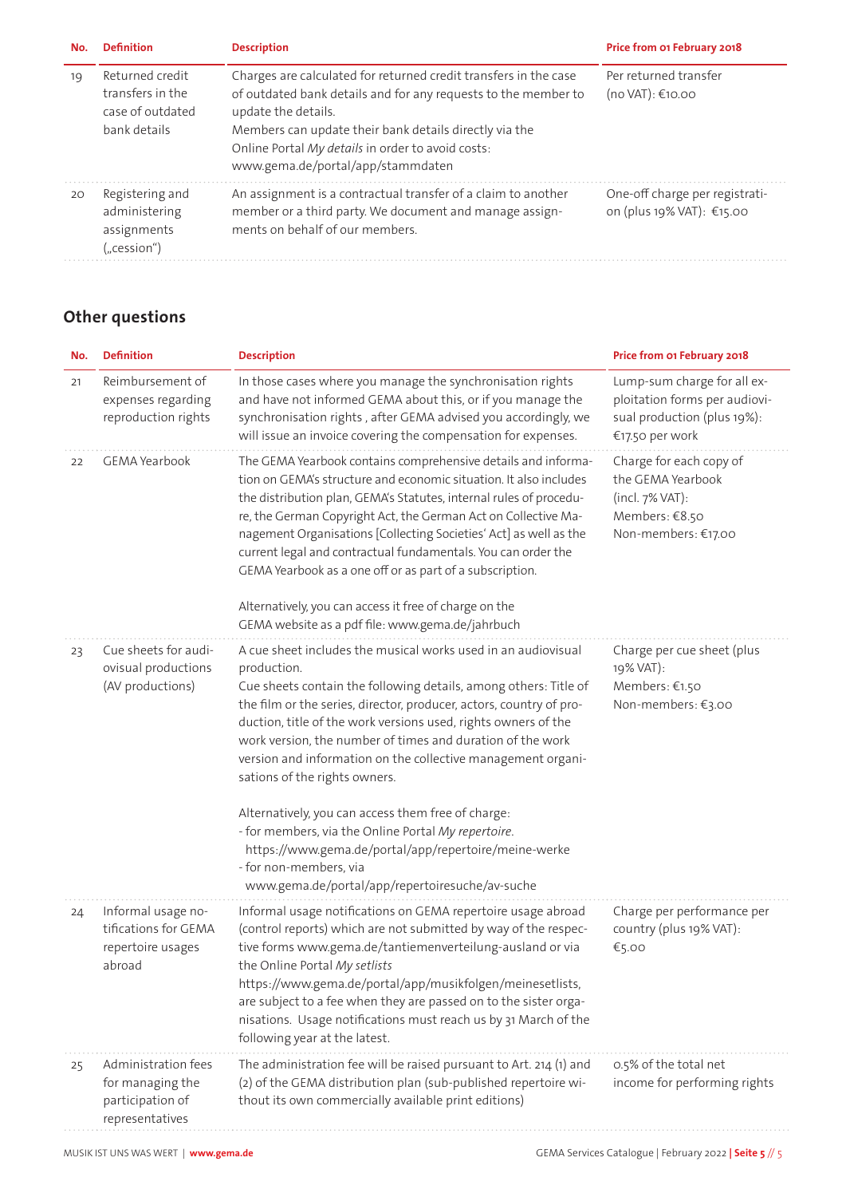| No. | Definition | Description | Price from 01 February 2018 |
|---|---|---|---|
| 19 | Returned credit transfers in the case of outdated bank details | Charges are calculated for returned credit transfers in the case of outdated bank details and for any requests to the member to update the details.<br>Members can update their bank details directly via the Online Portal *My details* in order to avoid costs: www.gema.de/portal/app/stammdaten | Per returned transfer (no VAT): €10.00 |
| 20 | Registering and administering assignments („cession“) | An assignment is a contractual transfer of a claim to another member or a third party. We document and manage assignments on behalf of our members. | One-off charge per registration (plus 19% VAT): €15.00 |

## Other questions

| No. | Definition | Description | Price from 01 February 2018 |
|---|---|---|---|
| 21 | Reimbursement of expenses regarding reproduction rights | In those cases where you manage the synchronisation rights and have not informed GEMA about this, or if you manage the synchronisation rights , after GEMA advised you accordingly, we will issue an invoice covering the compensation for expenses. | Lump-sum charge for all exploitation forms per audiovisual production (plus 19%): €17.50 per work |
| 22 | GEMA Yearbook | The GEMA Yearbook contains comprehensive details and information on GEMA's structure and economic situation. It also includes the distribution plan, GEMA's Statutes, internal rules of procedure, the German Copyright Act, the German Act on Collective Management Organisations [Collecting Societies' Act] as well as the current legal and contractual fundamentals. You can order the GEMA Yearbook as a one off or as part of a subscription.<br><br>Alternatively, you can access it free of charge on the GEMA website as a pdf file: www.gema.de/jahrbuch | Charge for each copy of the GEMA Yearbook (incl. 7% VAT):<br>Members: €8.50<br>Non-members: €17.00 |
| 23 | Cue sheets for audiovisual productions (AV productions) | A cue sheet includes the musical works used in an audiovisual production.<br>Cue sheets contain the following details, among others: Title of the film or the series, director, producer, actors, country of production, title of the work versions used, rights owners of the work version, the number of times and duration of the work version and information on the collective management organisations of the rights owners.<br><br>Alternatively, you can access them free of charge:<br>- for members, via the Online Portal *My repertoire*. https://www.gema.de/portal/app/repertoire/meine-werke<br>- for non-members, via www.gema.de/portal/app/repertoiresuche/av-suche | Charge per cue sheet (plus 19% VAT):<br>Members: €1.50<br>Non-members: €3.00 |
| 24 | Informal usage notifications for GEMA repertoire usages abroad | Informal usage notifications on GEMA repertoire usage abroad (control reports) which are not submitted by way of the respective forms www.gema.de/tantiemenverteilung-ausland or via the Online Portal *My setlists* https://www.gema.de/portal/app/musikfolgen/meinesetlists, are subject to a fee when they are passed on to the sister organisations. Usage notifications must reach us by 31 March of the following year at the latest. | Charge per performance per country (plus 19% VAT): €5.00 |
| 25 | Administration fees for managing the participation of representatives | The administration fee will be raised pursuant to Art. 214 (1) and (2) of the GEMA distribution plan (sub-published repertoire without its own commercially available print editions) | 0.5% of the total net income for performing rights |